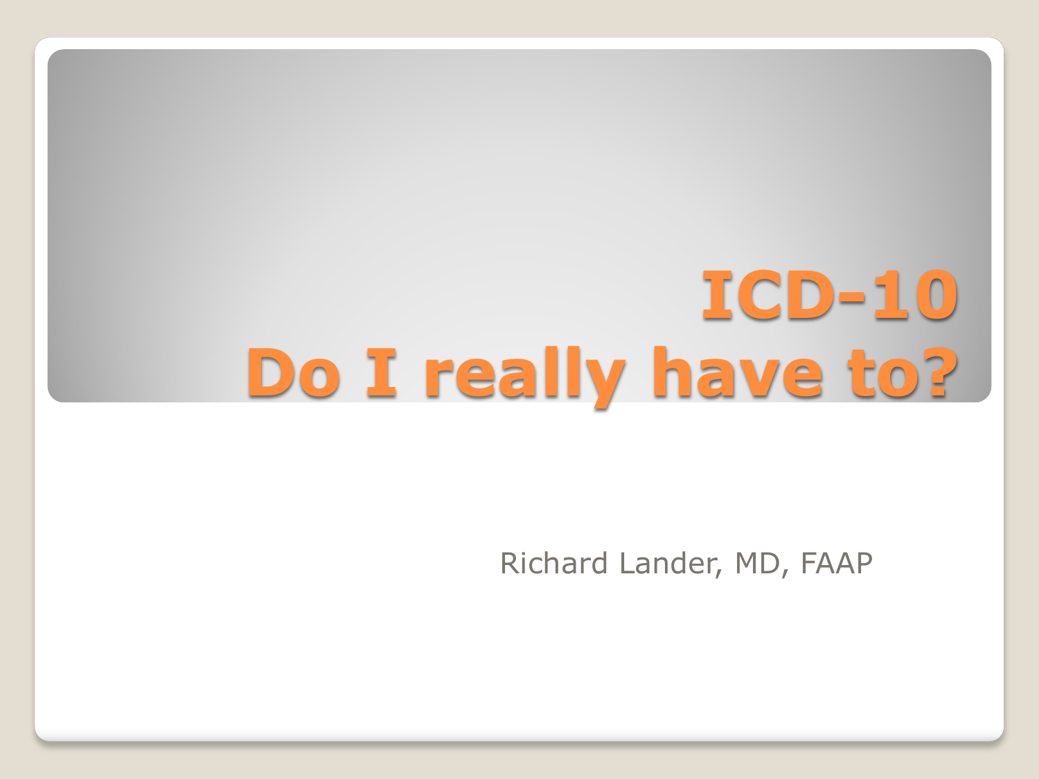# ICD-10
# Do I really have to?

Richard Lander, MD, FAAP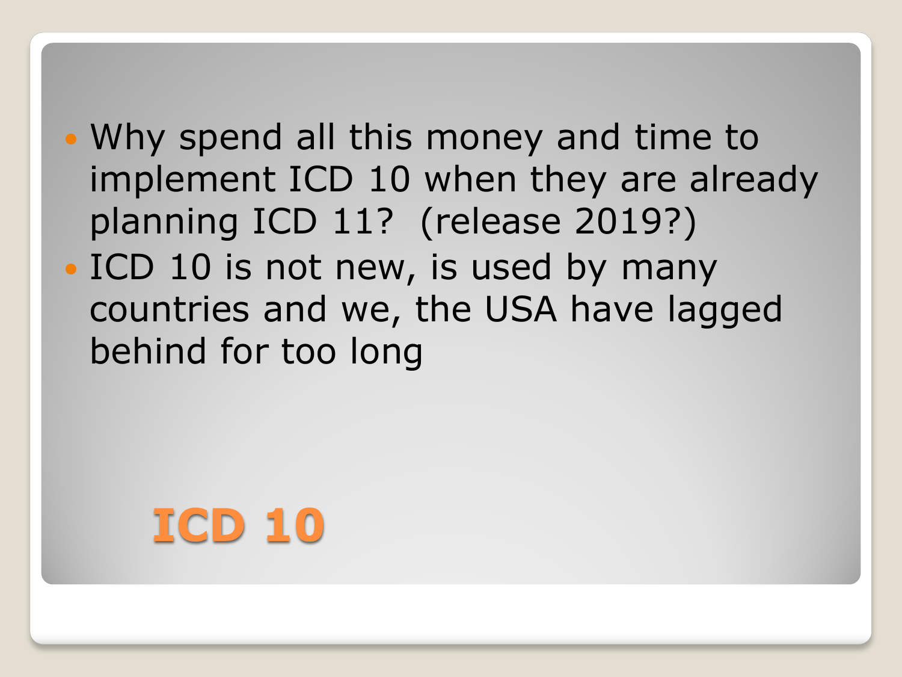## ICD 10

- Why spend all this money and time to implement ICD 10 when they are already planning ICD 11? (release 2019?)
- ICD 10 is not new, is used by many countries and we, the USA have lagged behind for too long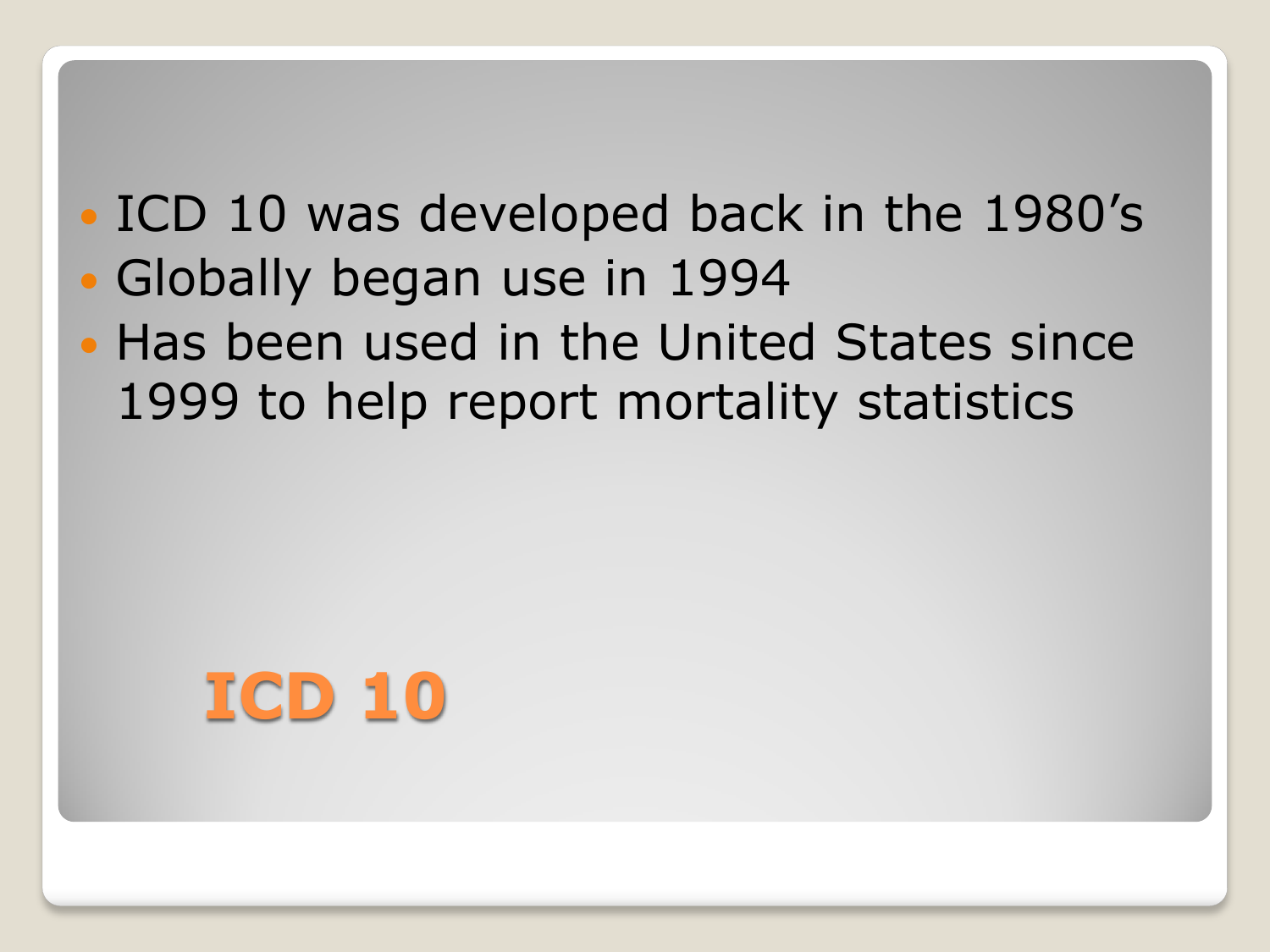- ICD 10 was developed back in the 1980's
- Globally began use in 1994
- Has been used in the United States since 1999 to help report mortality statistics

# ICD 10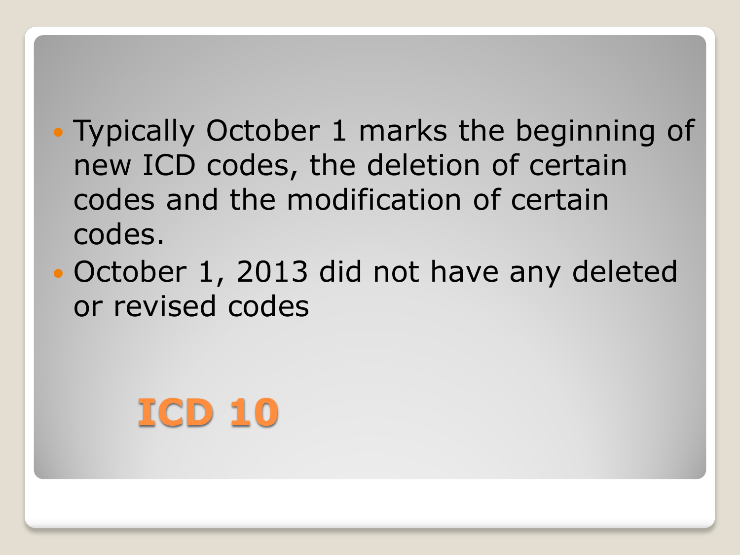## ICD 10

- Typically October 1 marks the beginning of new ICD codes, the deletion of certain codes and the modification of certain codes.
- October 1, 2013 did not have any deleted or revised codes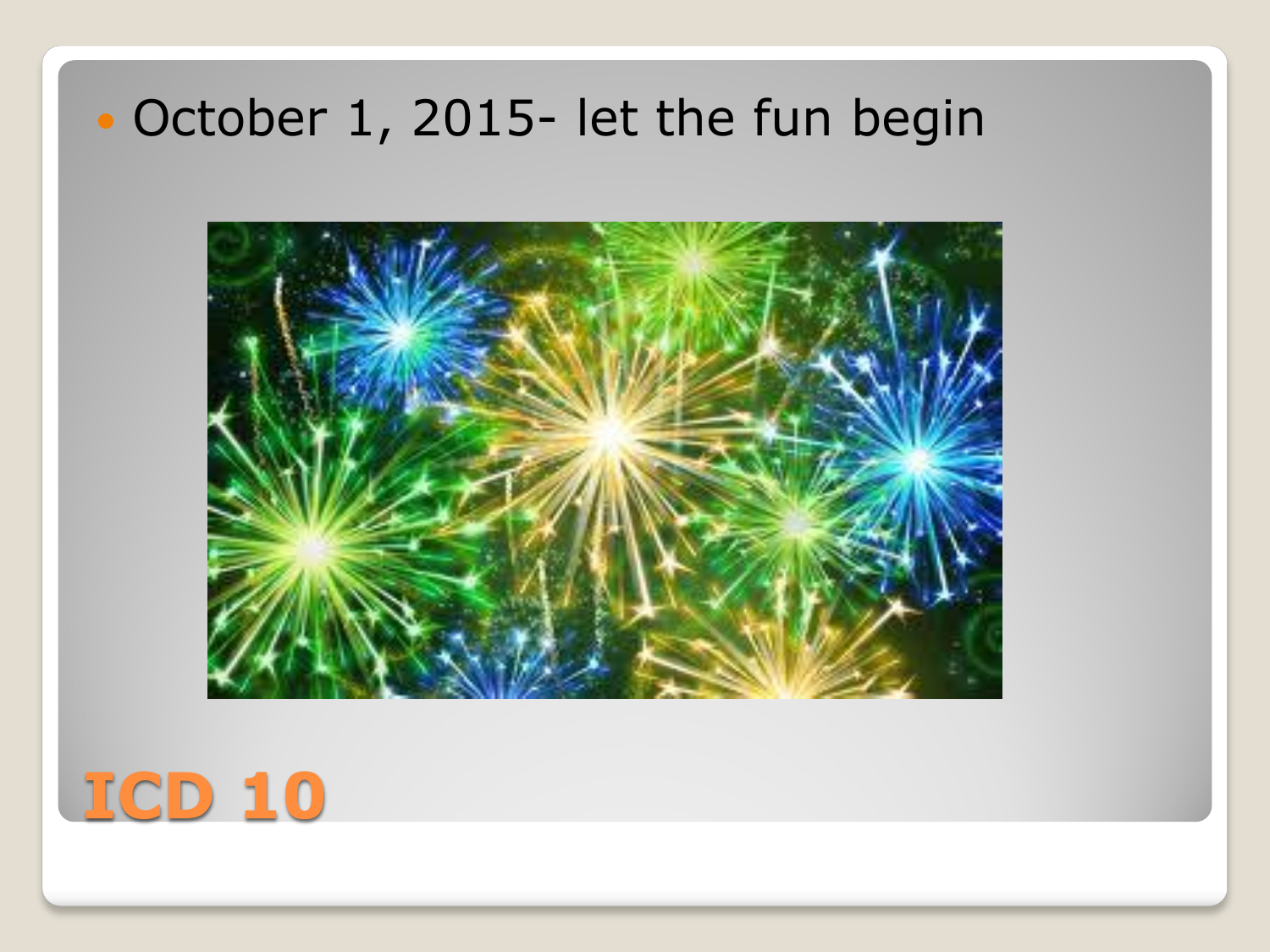- October 1, 2015- let the fun begin

# ICD 10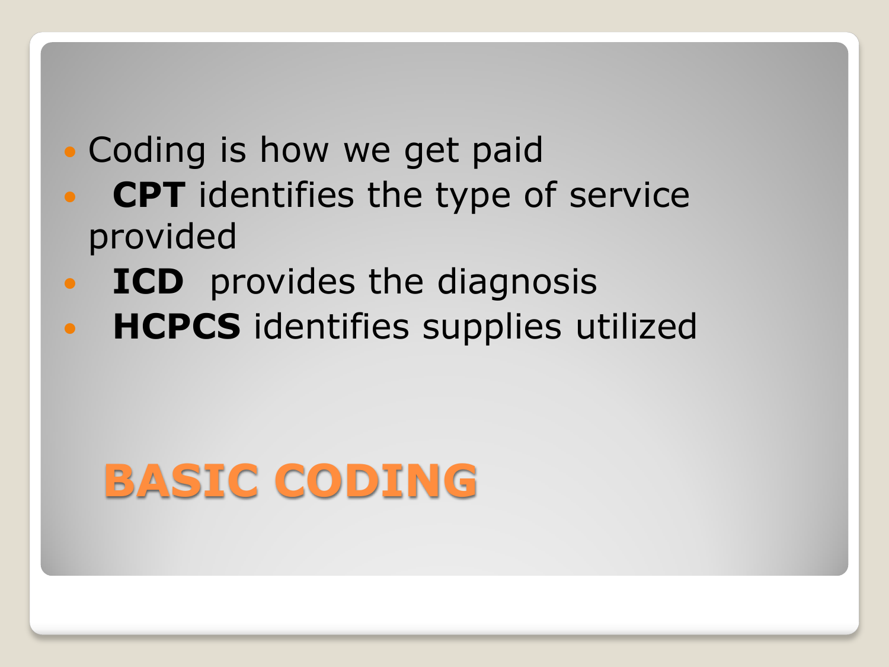- Coding is how we get paid
- **CPT** identifies the type of service provided
- **ICD** provides the diagnosis
- **HCPCS** identifies supplies utilized

# BASIC CODING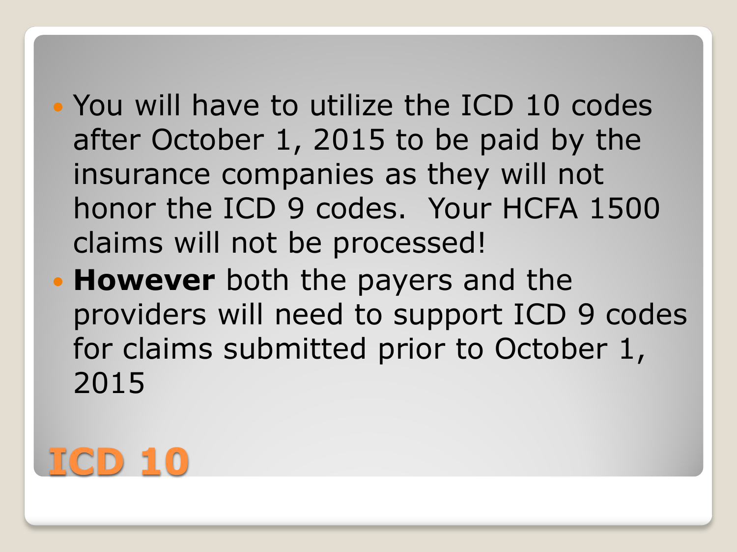# ICD 10

- You will have to utilize the ICD 10 codes after October 1, 2015 to be paid by the insurance companies as they will not honor the ICD 9 codes. Your HCFA 1500 claims will not be processed!
- **However** both the payers and the providers will need to support ICD 9 codes for claims submitted prior to October 1, 2015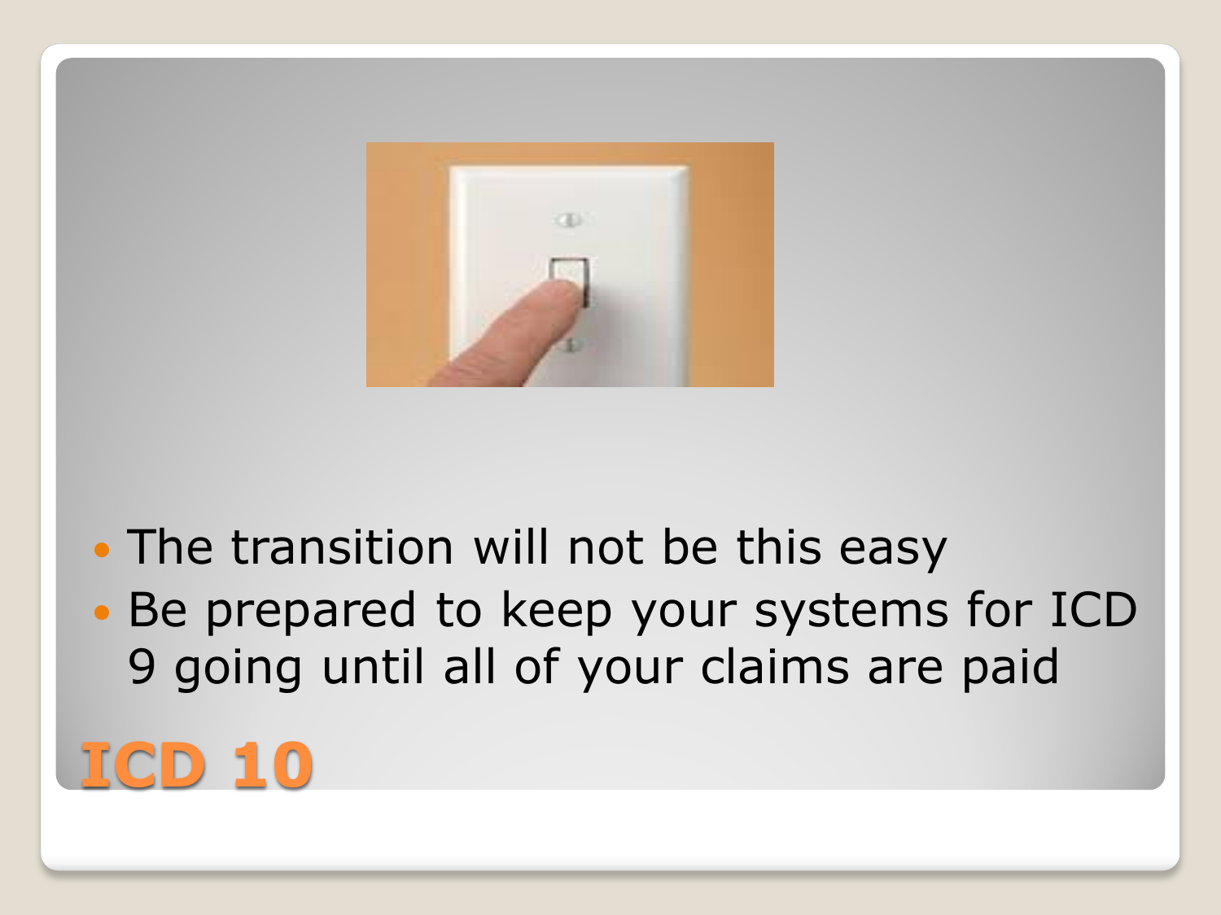# ICD 10

- The transition will not be this easy
- Be prepared to keep your systems for ICD 9 going until all of your claims are paid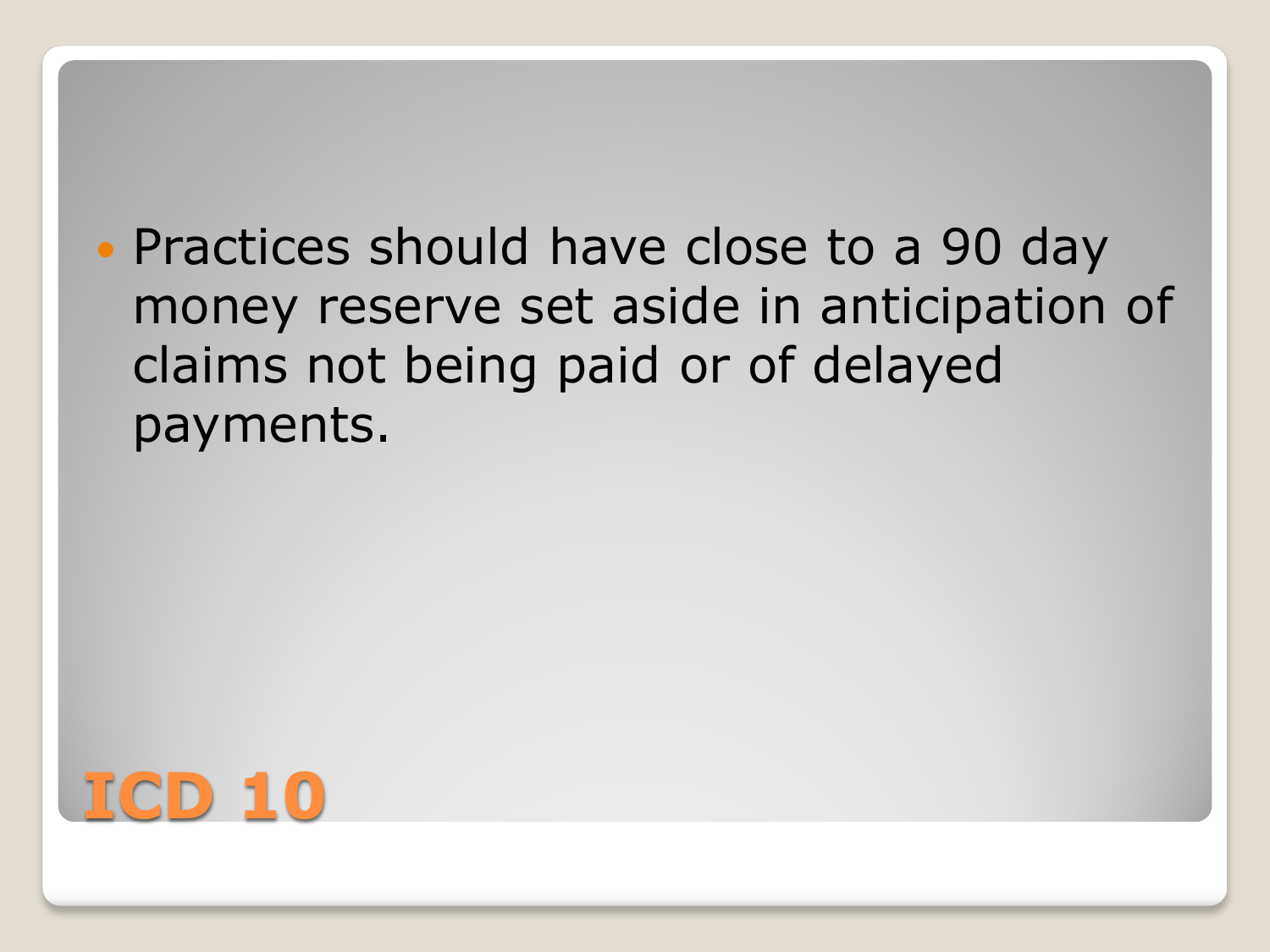# ICD 10

- Practices should have close to a 90 day money reserve set aside in anticipation of claims not being paid or of delayed payments.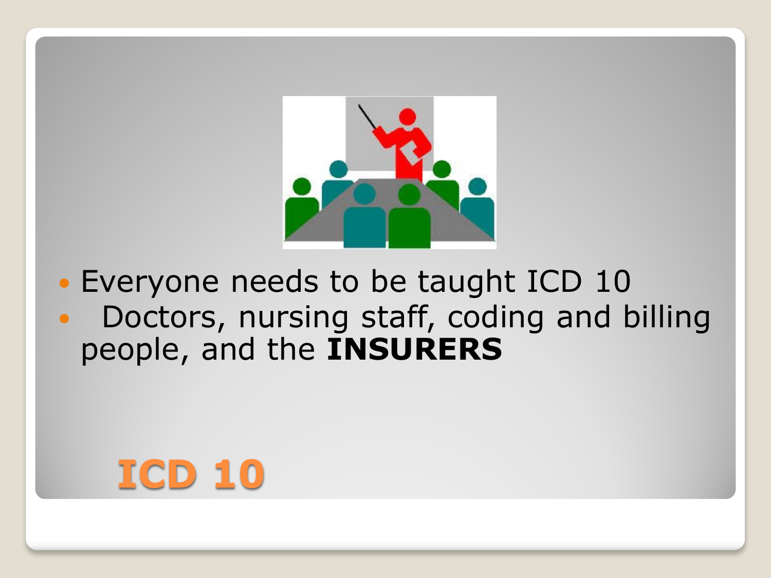- Everyone needs to be taught ICD 10
- Doctors, nursing staff, coding and billing people, and the **INSURERS**

# ICD 10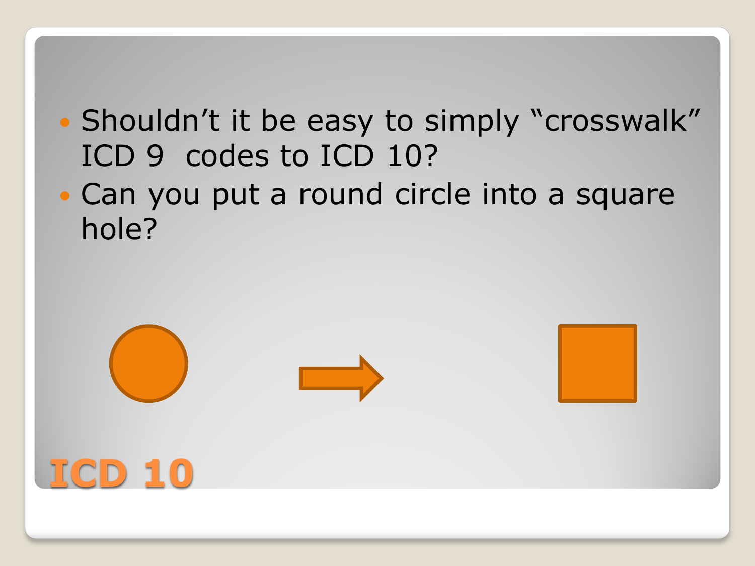- Shouldn’t it be easy to simply “crosswalk” ICD 9 codes to ICD 10?
- Can you put a round circle into a square hole?

# ICD 10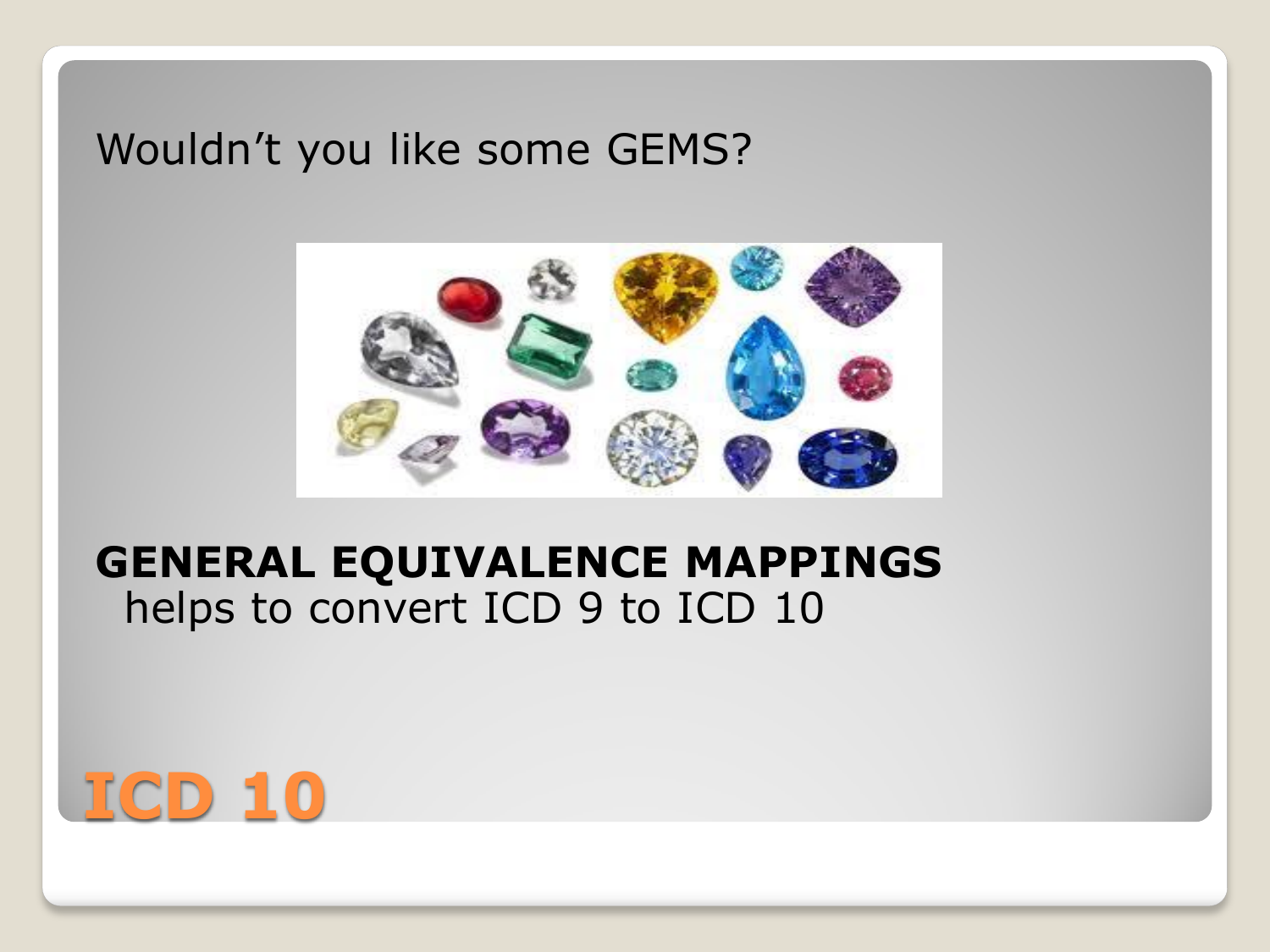# ICD 10

Wouldn't you like some GEMS?

**GENERAL EQUIVALENCE MAPPINGS**
helps to convert ICD 9 to ICD 10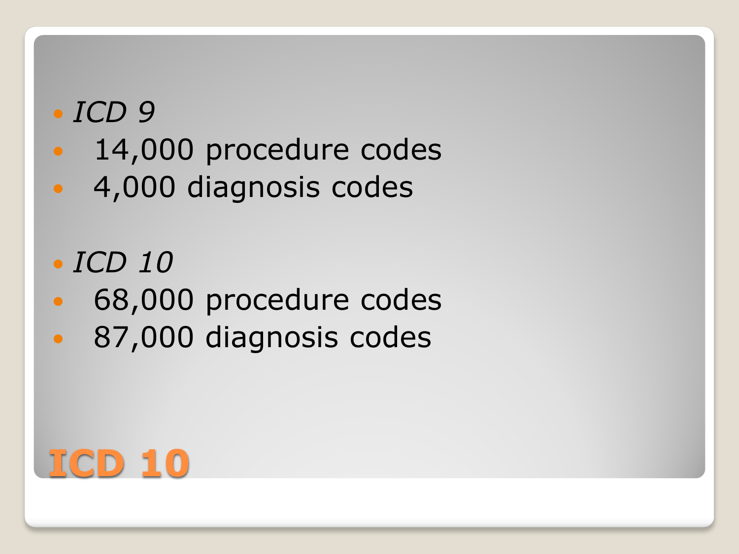# ICD 10

- *ICD 9*
- 14,000 procedure codes
- 4,000 diagnosis codes

- *ICD 10*
- 68,000 procedure codes
- 87,000 diagnosis codes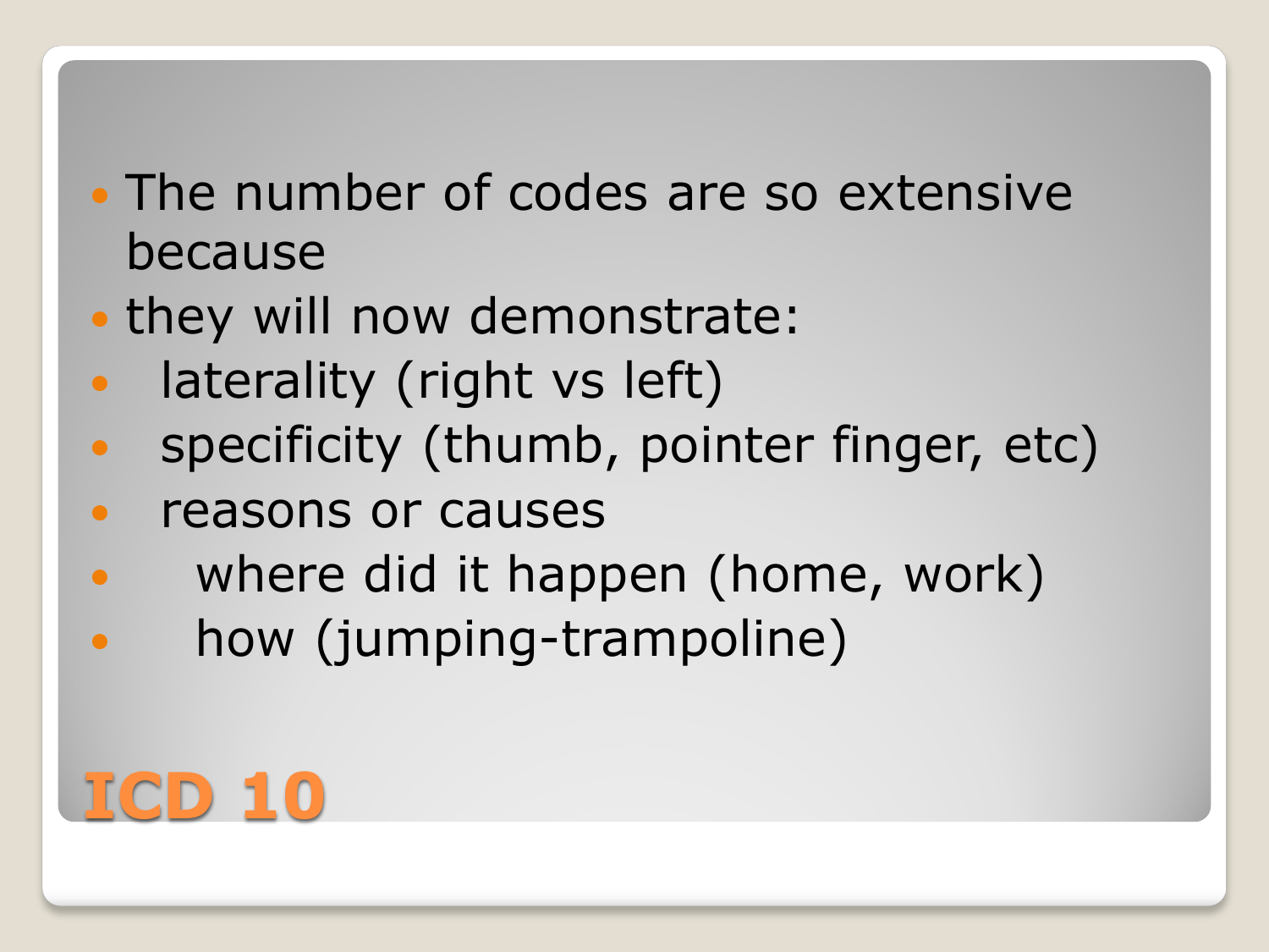# ICD 10

- The number of codes are so extensive because
- they will now demonstrate:
  - laterality (right vs left)
  - specificity (thumb, pointer finger, etc)
  - reasons or causes
    - where did it happen (home, work)
    - how (jumping-trampoline)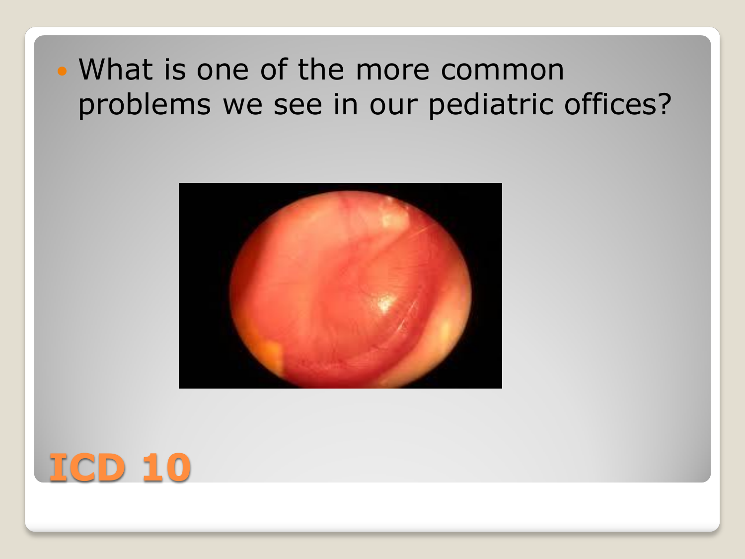- What is one of the more common problems we see in our pediatric offices?

# ICD 10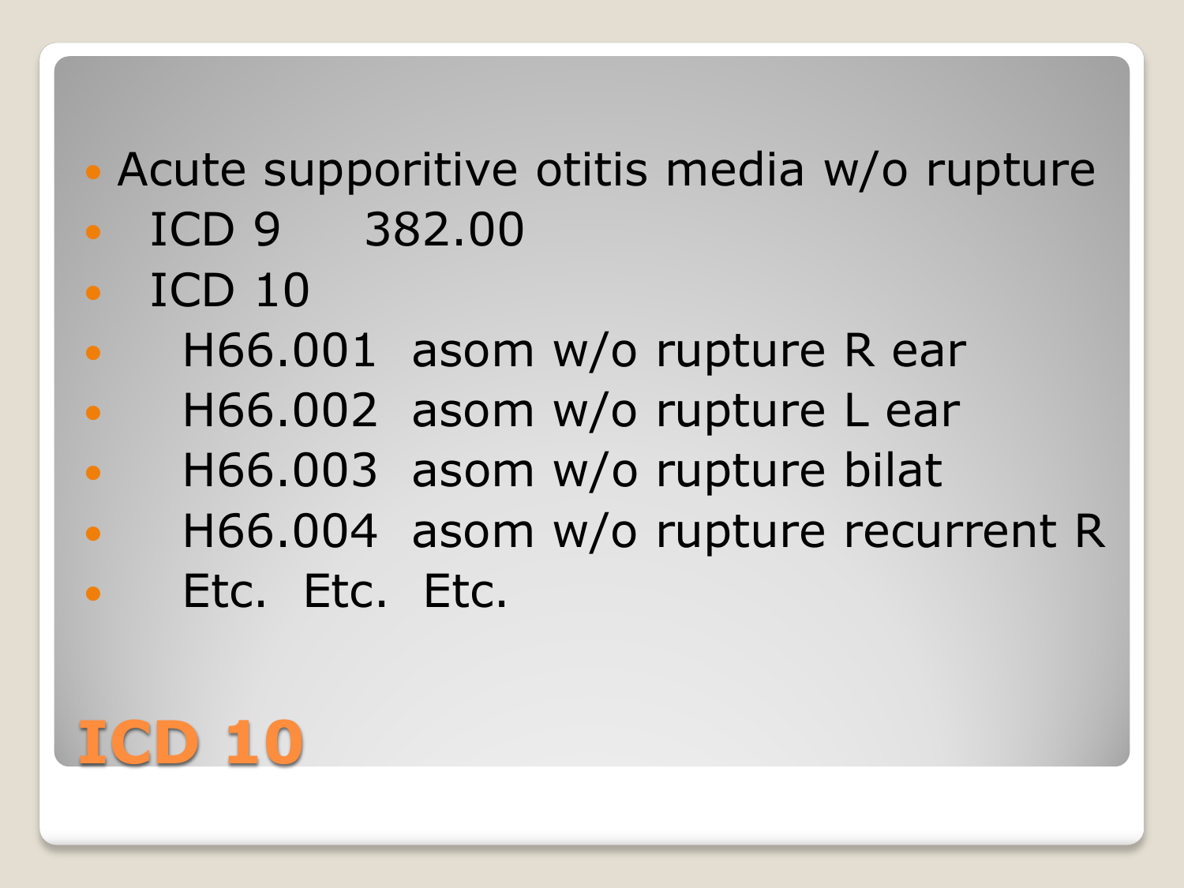# ICD 10

- Acute supporitive otitis media w/o rupture
- ICD 9 382.00
- ICD 10
- H66.001 asom w/o rupture R ear
- H66.002 asom w/o rupture L ear
- H66.003 asom w/o rupture bilat
- H66.004 asom w/o rupture recurrent R
- Etc. Etc. Etc.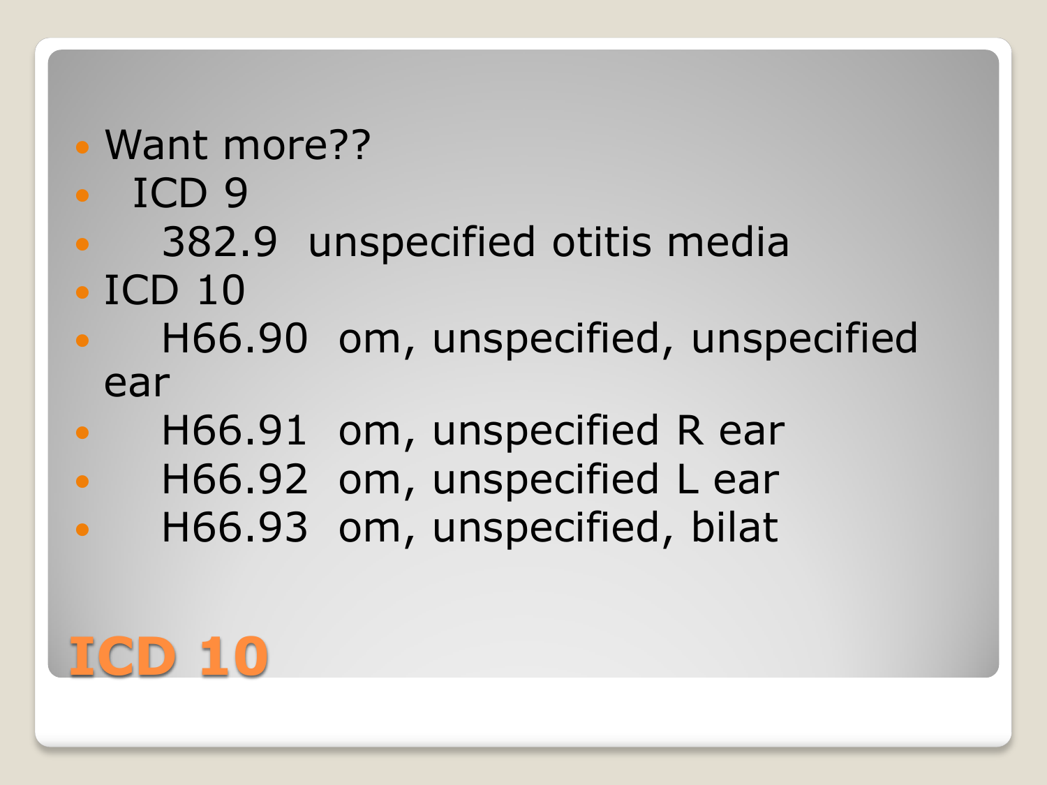# ICD 10

- Want more??
- ICD 9
  - 382.9 unspecified otitis media
- ICD 10
  - H66.90 om, unspecified, unspecified ear
  - H66.91 om, unspecified R ear
  - H66.92 om, unspecified L ear
  - H66.93 om, unspecified, bilat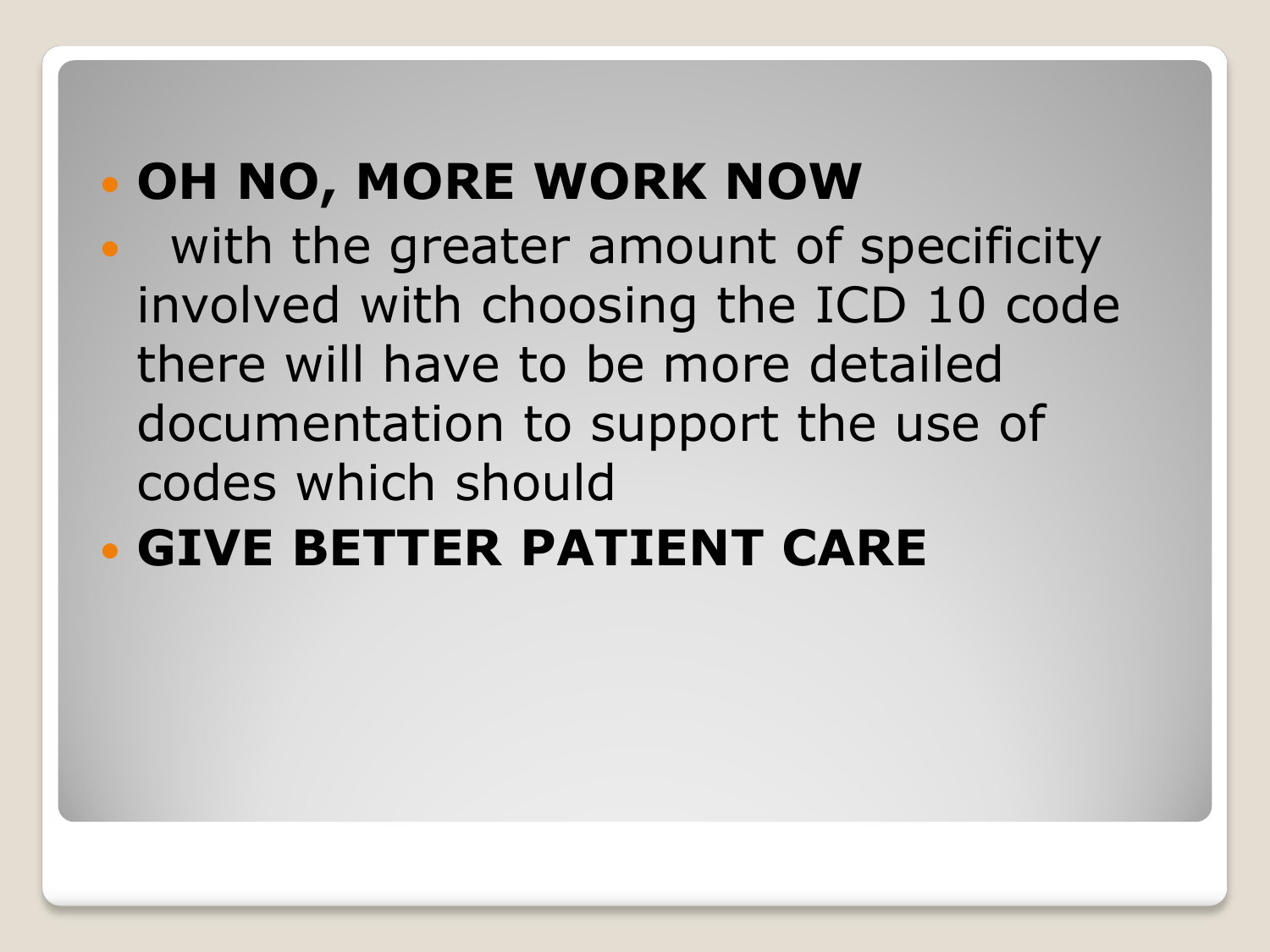- **OH NO, MORE WORK NOW**
- with the greater amount of specificity involved with choosing the ICD 10 code there will have to be more detailed documentation to support the use of codes which should
- **GIVE BETTER PATIENT CARE**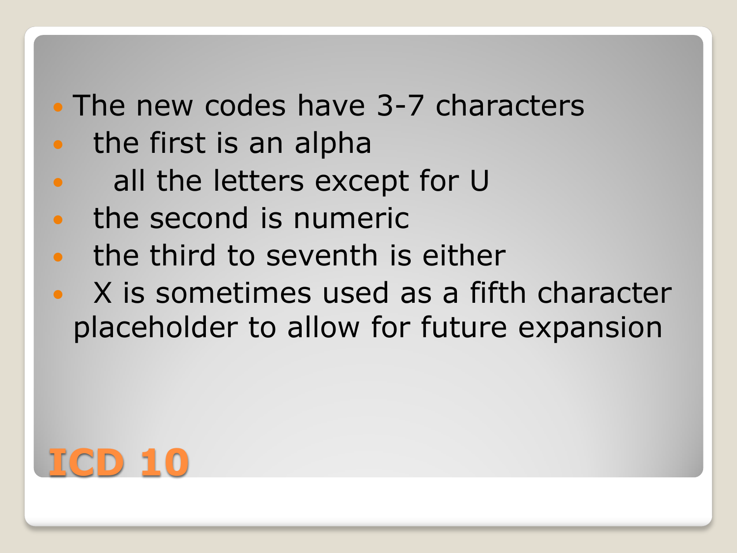# ICD 10

- The new codes have 3-7 characters
  - the first is an alpha
    - all the letters except for U
  - the second is numeric
  - the third to seventh is either
  - X is sometimes used as a fifth character placeholder to allow for future expansion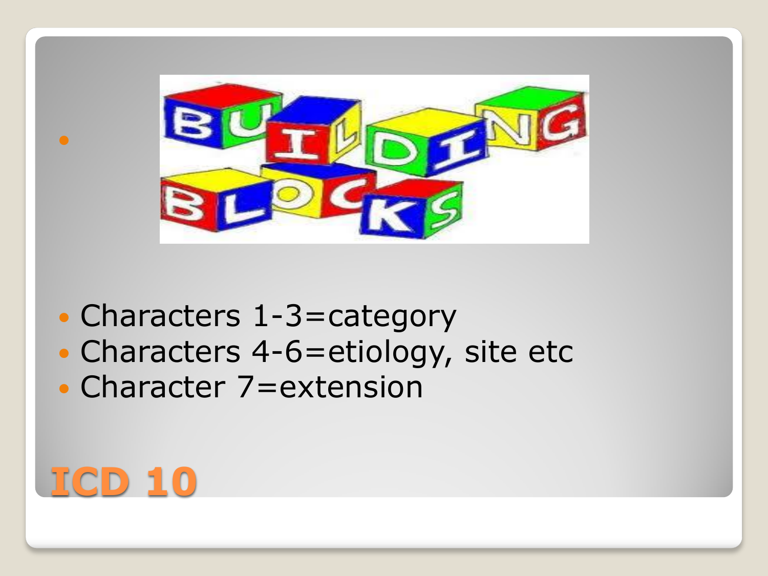# ICD 10

- Characters 1-3=category
- Characters 4-6=etiology, site etc
- Character 7=extension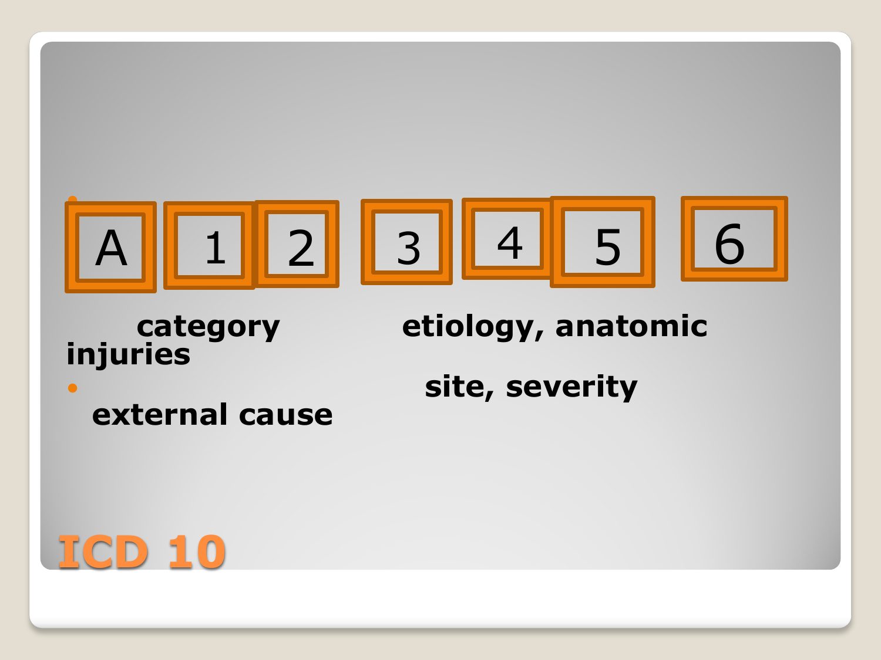# ICD 10

- A 1 2 3 4 5 6

category injuries — etiology, anatomic site, severity

- external cause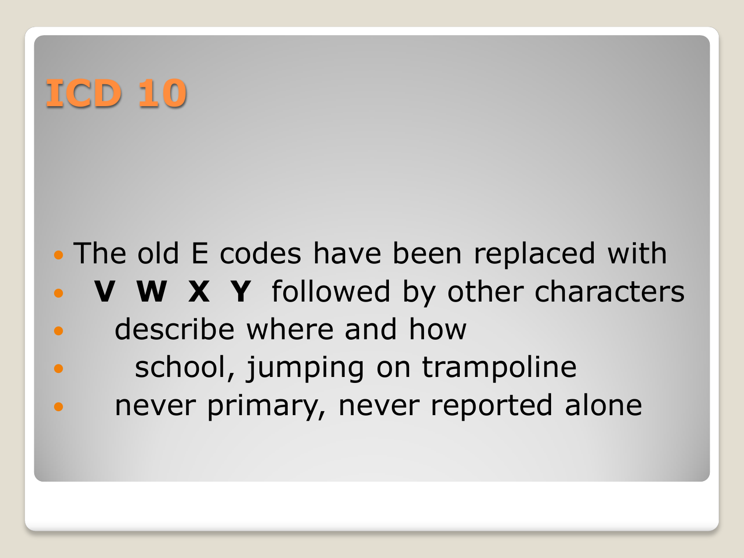# ICD 10

- The old E codes have been replaced with
- **V W X Y** followed by other characters
- describe where and how
- school, jumping on trampoline
- never primary, never reported alone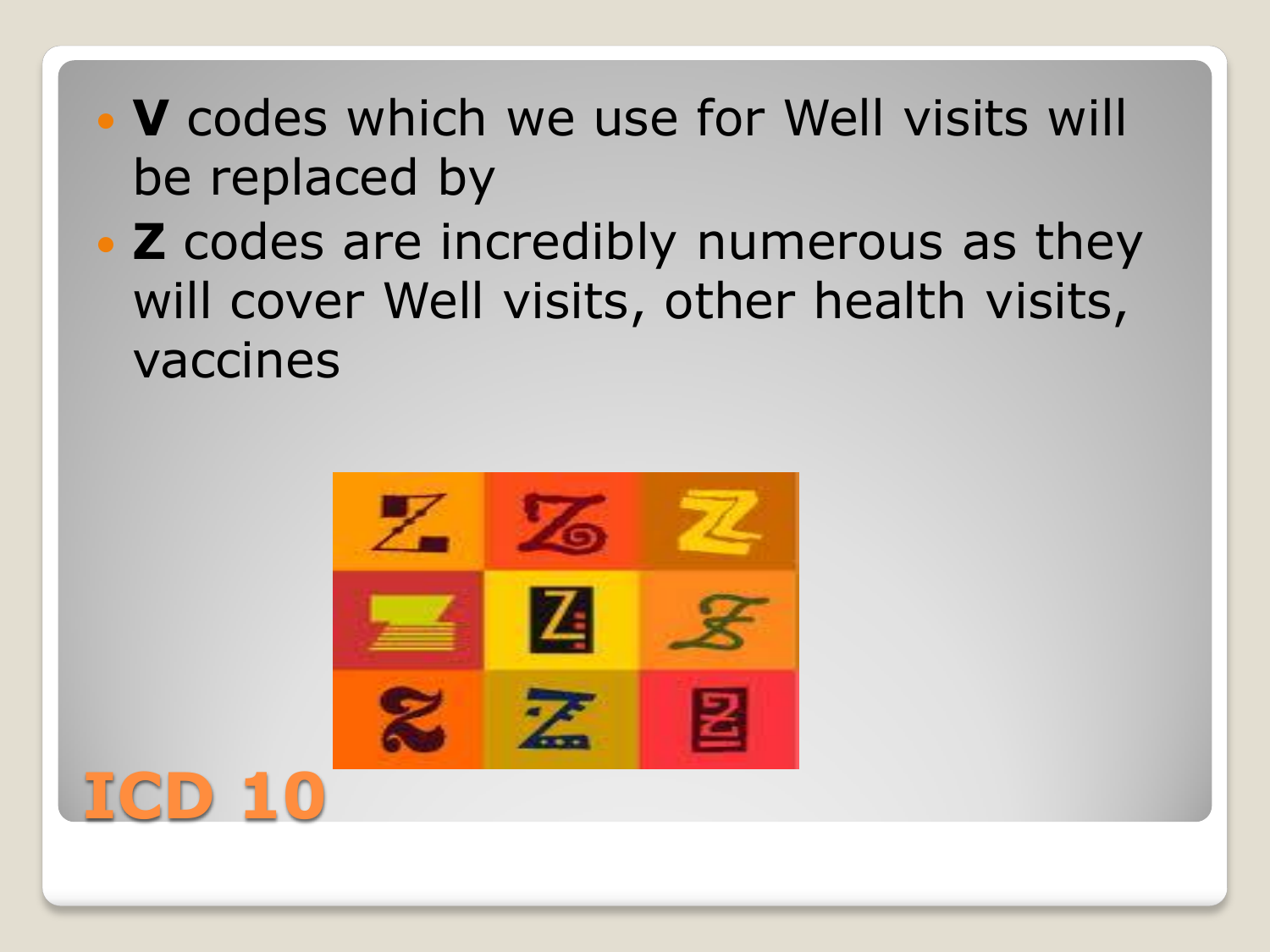- **V** codes which we use for Well visits will be replaced by
- **Z** codes are incredibly numerous as they will cover Well visits, other health visits, vaccines

# ICD 10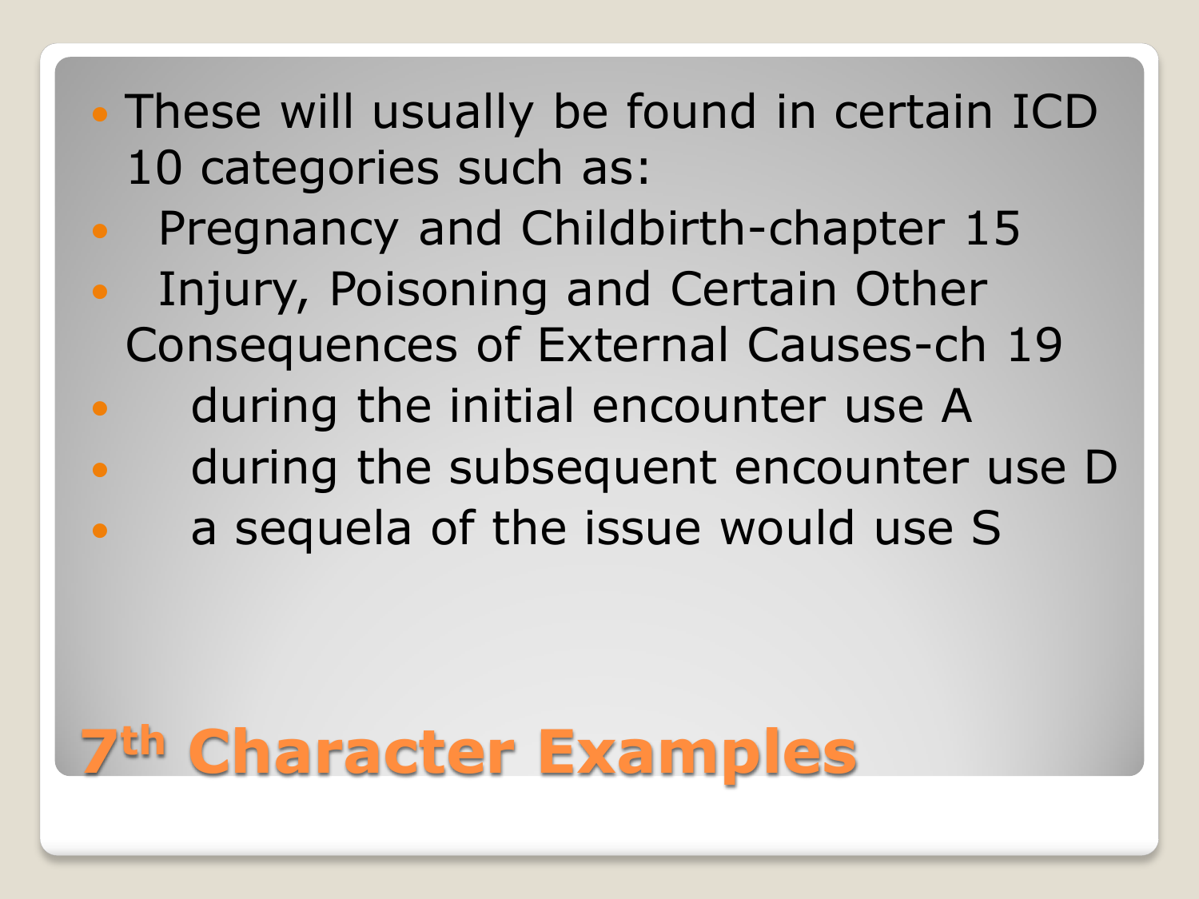## 7th Character Examples

- These will usually be found in certain ICD 10 categories such as:
- Pregnancy and Childbirth-chapter 15
- Injury, Poisoning and Certain Other Consequences of External Causes-ch 19
- during the initial encounter use A
- during the subsequent encounter use D
- a sequela of the issue would use S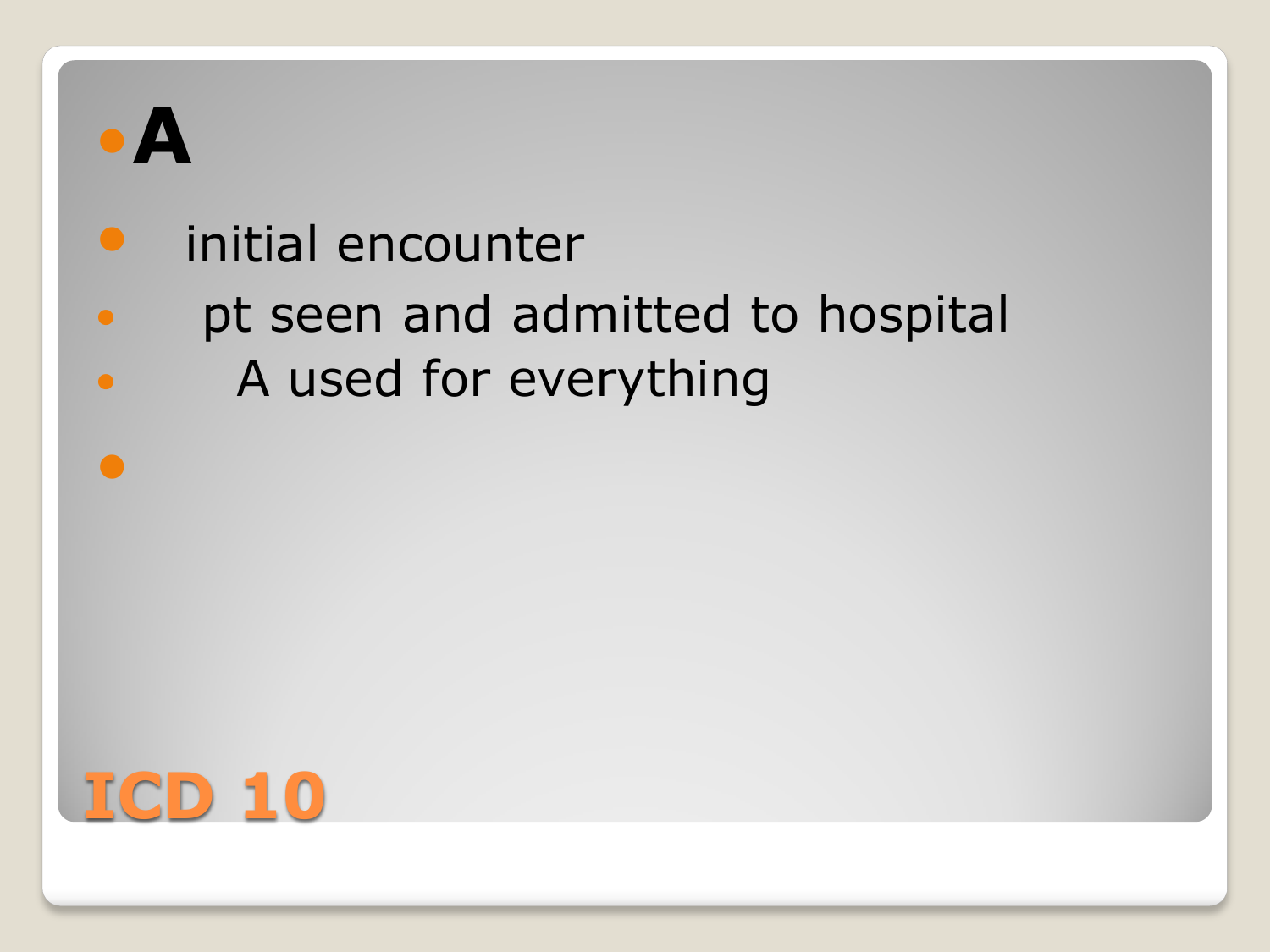- **A**
- initial encounter
  - pt seen and admitted to hospital
    - A used for everything

# ICD 10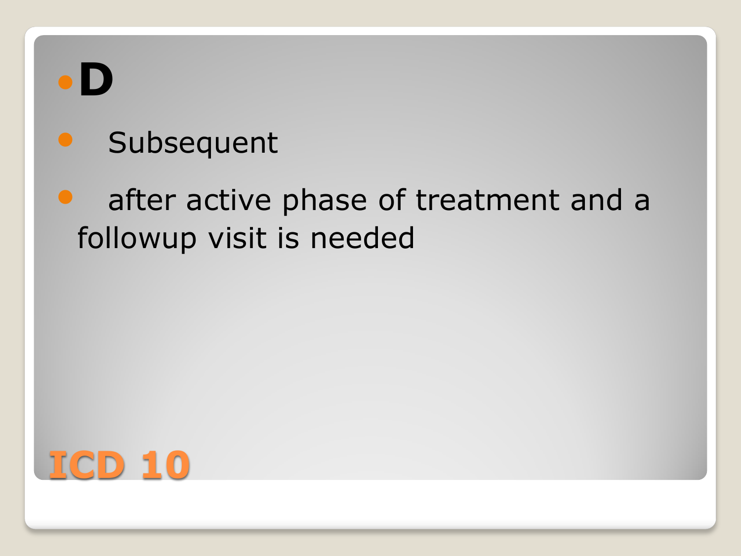- **D**
- Subsequent
- after active phase of treatment and a followup visit is needed

# ICD 10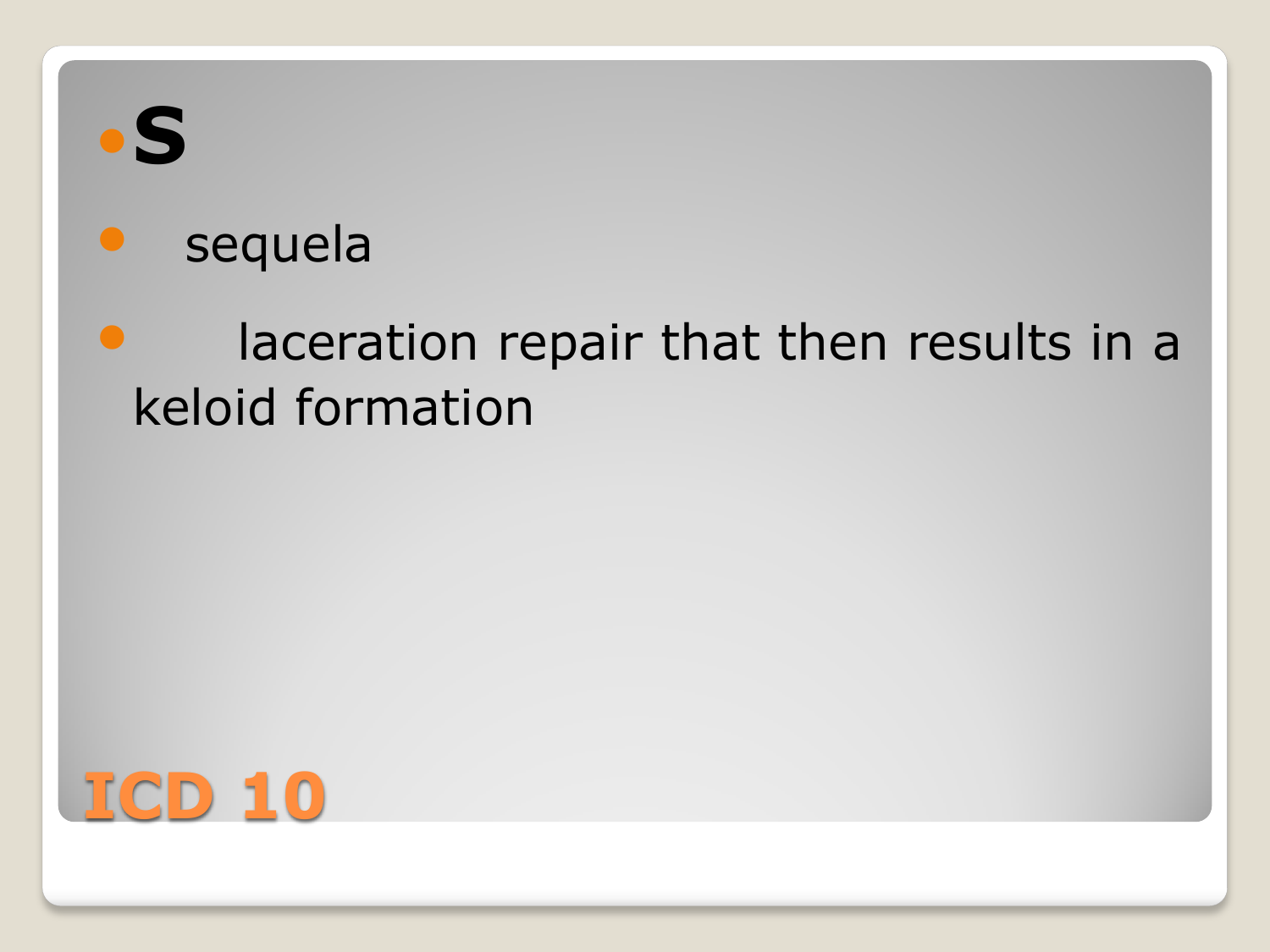- **S**
- sequela
- laceration repair that then results in a keloid formation

# ICD 10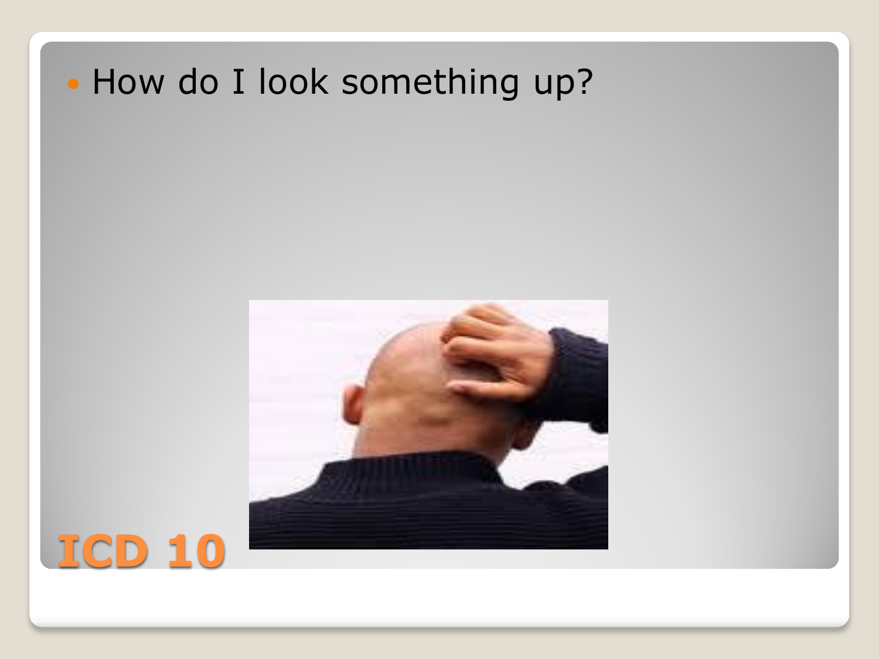- How do I look something up?

ICD 10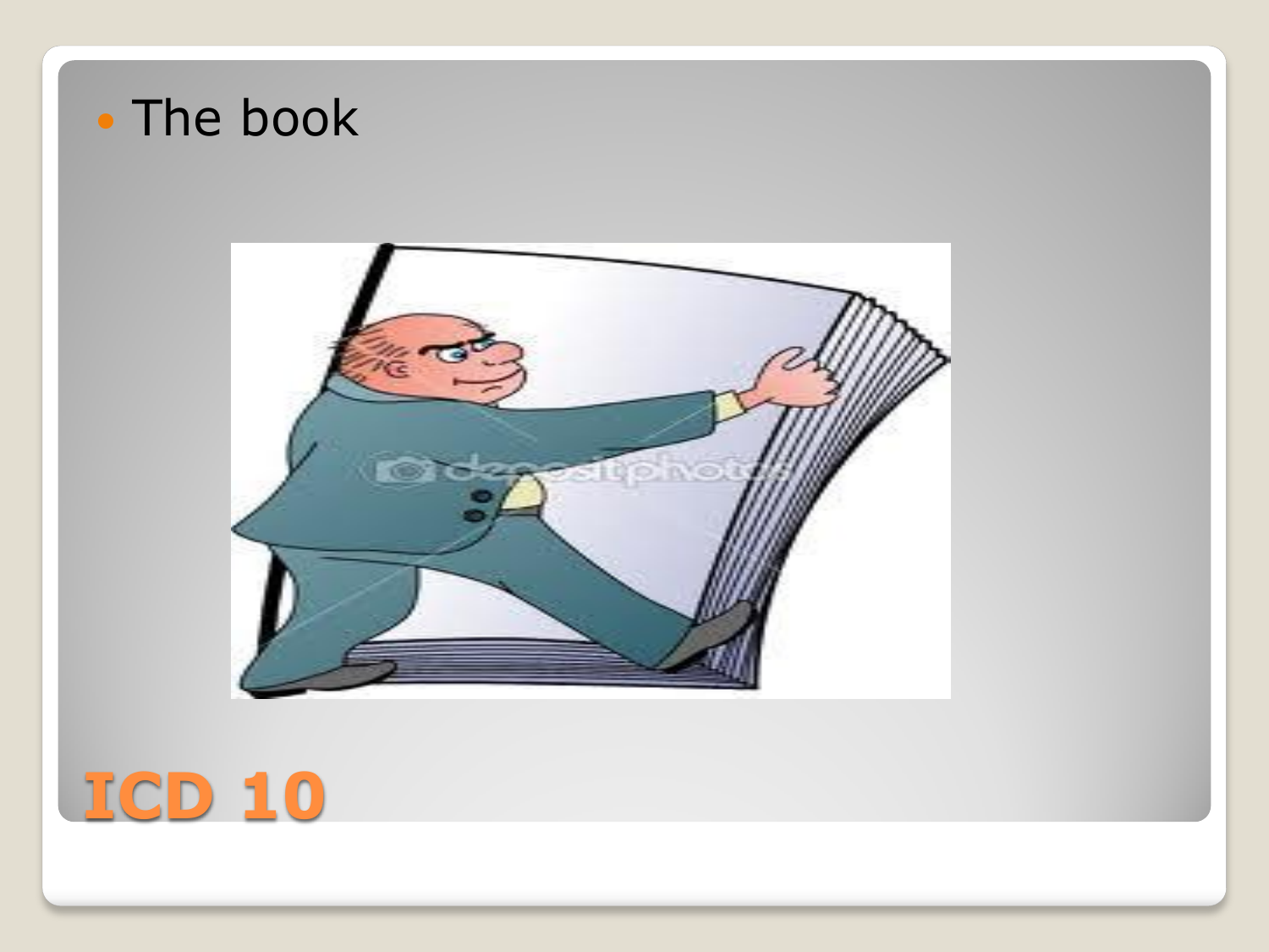- The book

# ICD 10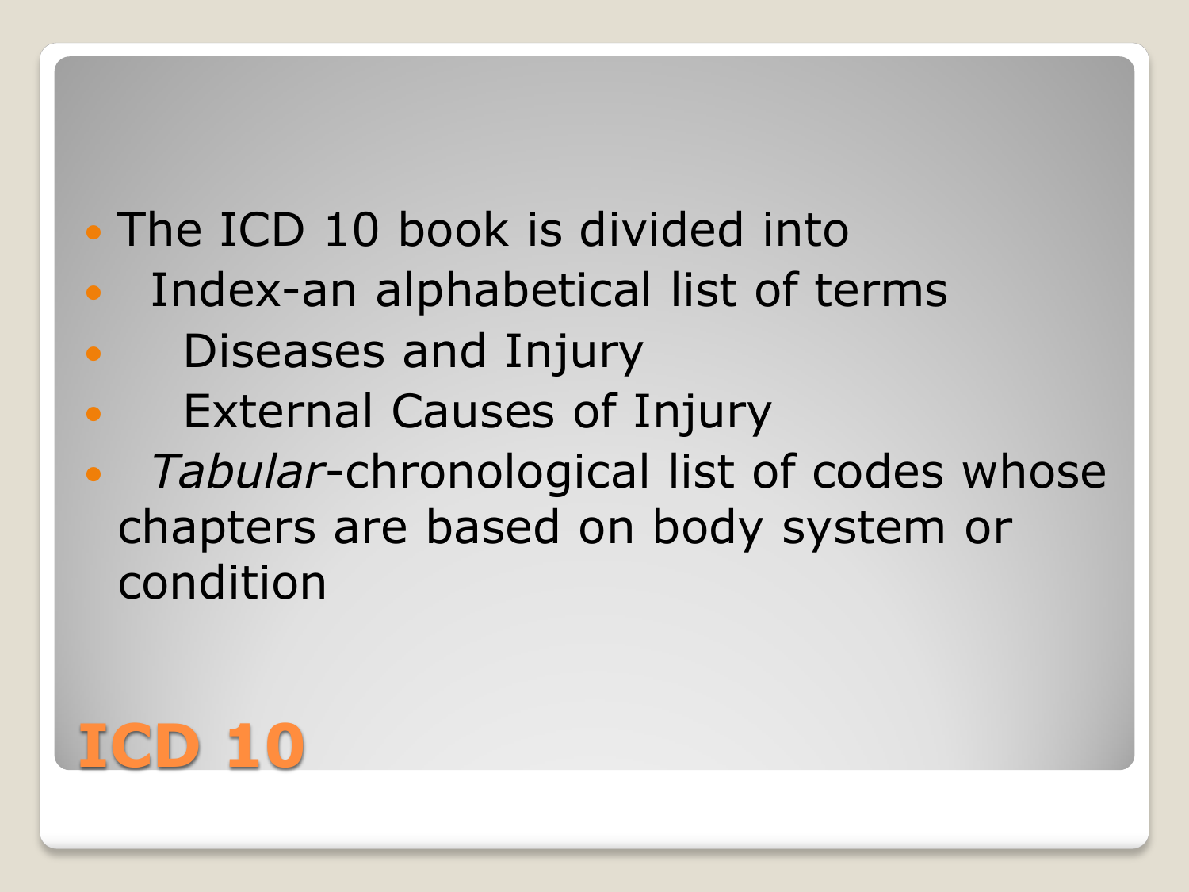# ICD 10

- The ICD 10 book is divided into
  - Index-an alphabetical list of terms
    - Diseases and Injury
    - External Causes of Injury
  - *Tabular*-chronological list of codes whose chapters are based on body system or condition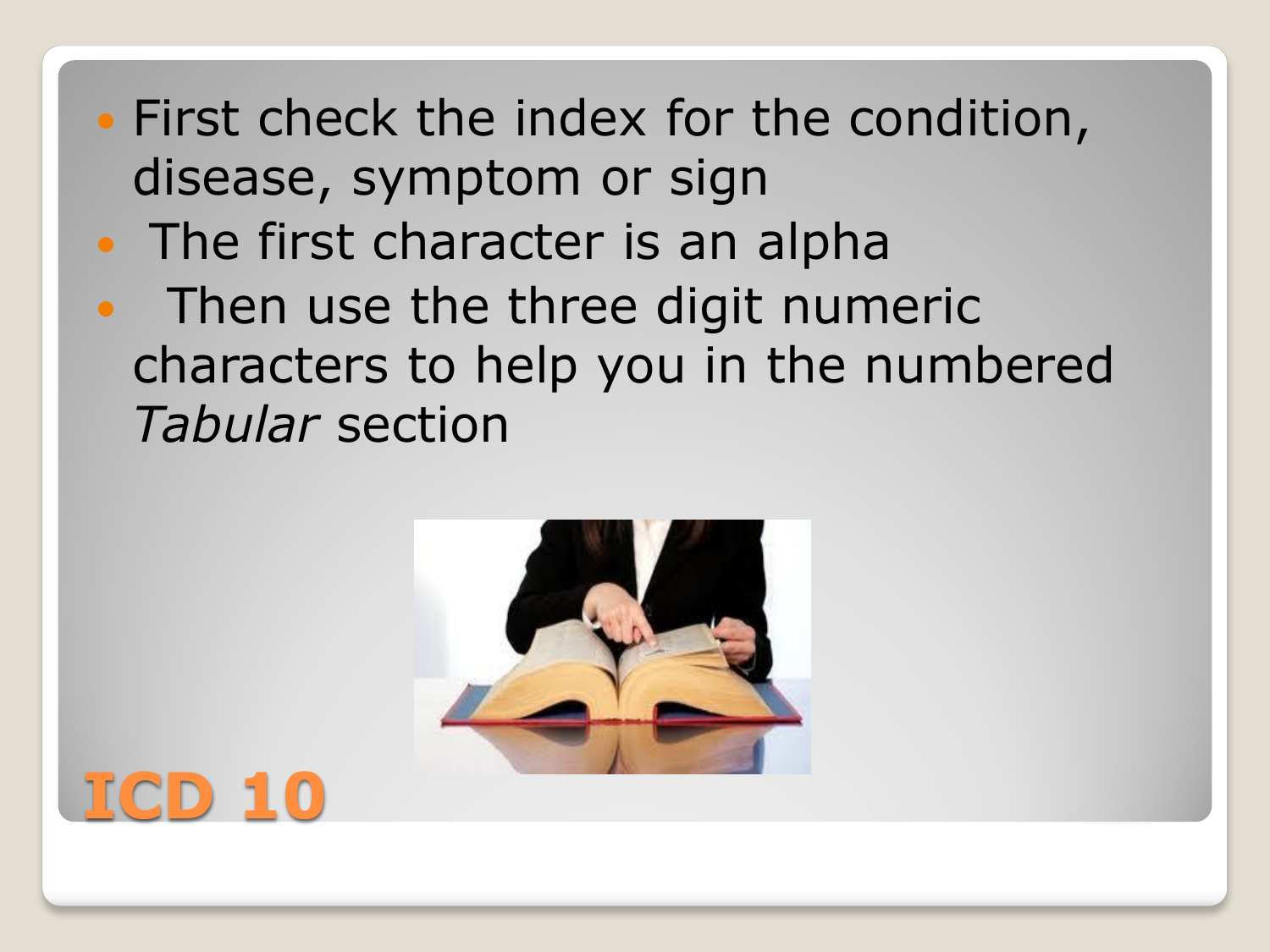# ICD 10

- First check the index for the condition, disease, symptom or sign
- The first character is an alpha
- Then use the three digit numeric characters to help you in the numbered *Tabular* section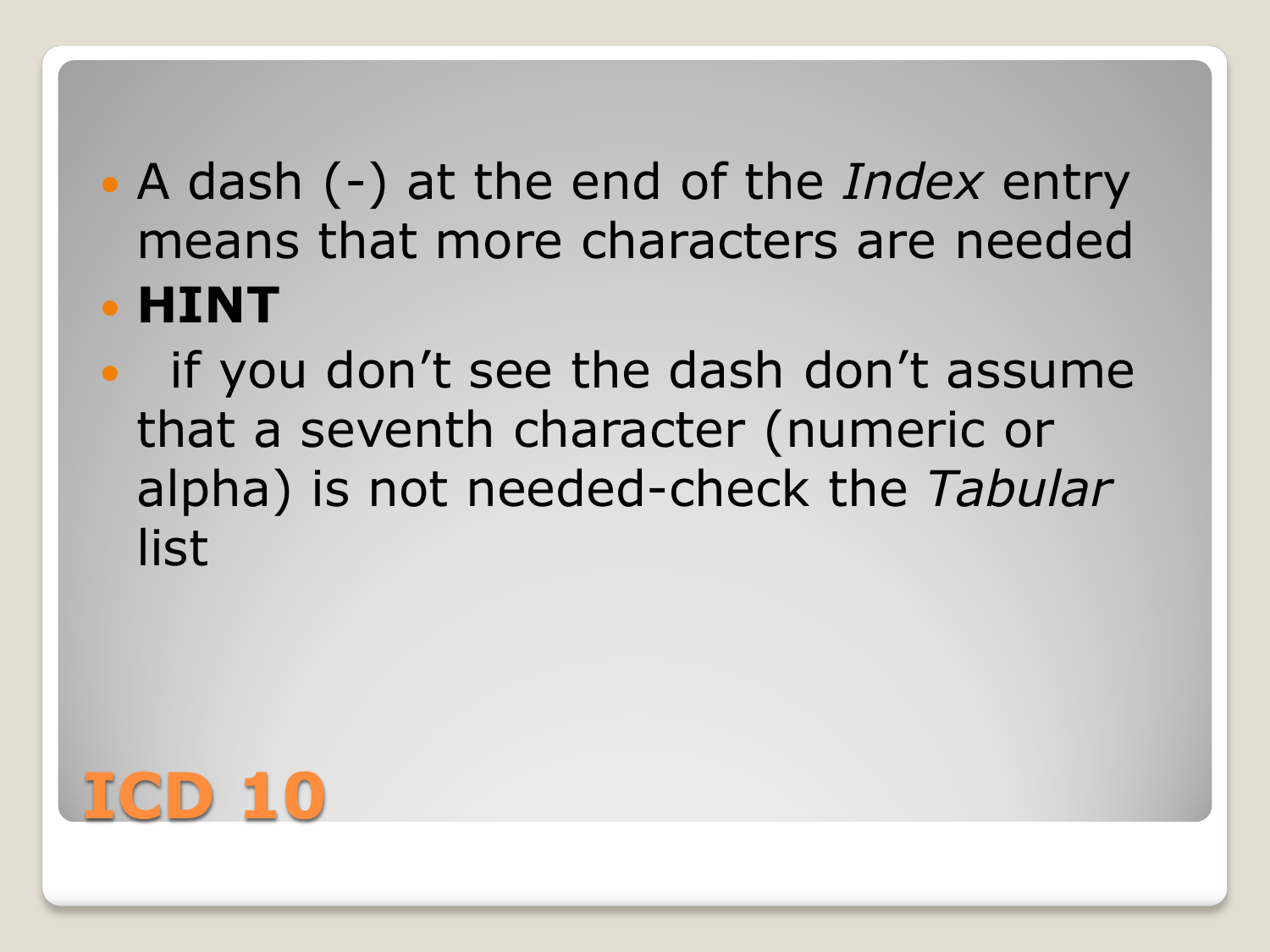- A dash (-) at the end of the *Index* entry means that more characters are needed
- **HINT**
- if you don’t see the dash don’t assume that a seventh character (numeric or alpha) is not needed-check the *Tabular* list

# ICD 10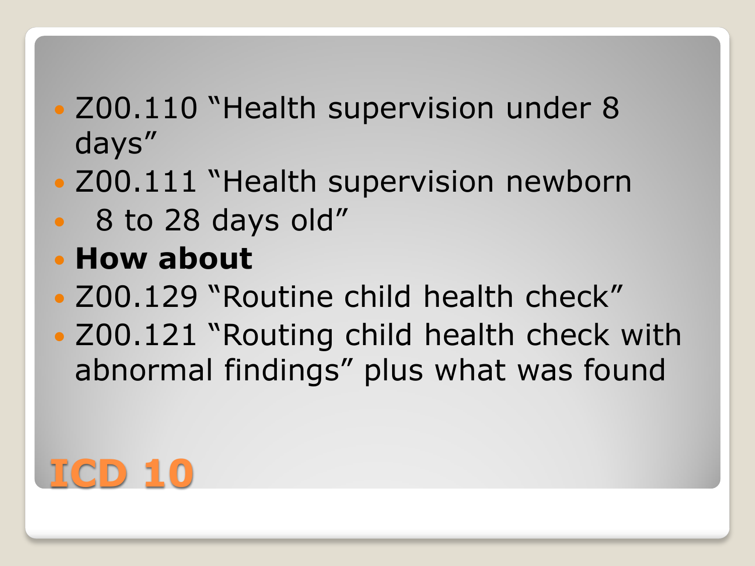# ICD 10

- Z00.110 "Health supervision under 8 days"
- Z00.111 "Health supervision newborn
- 8 to 28 days old"
- **How about**
- Z00.129 "Routine child health check"
- Z00.121 "Routing child health check with abnormal findings" plus what was found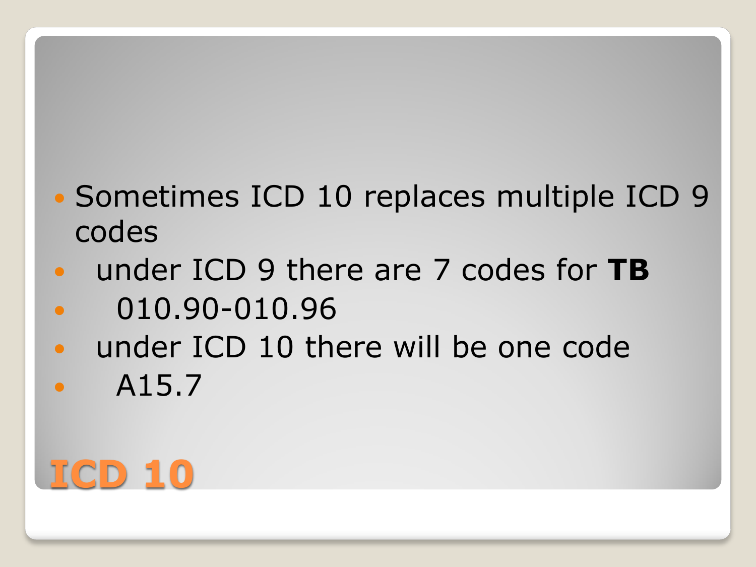# ICD 10

- Sometimes ICD 10 replaces multiple ICD 9 codes
- under ICD 9 there are 7 codes for **TB**
- 010.90-010.96
- under ICD 10 there will be one code
- A15.7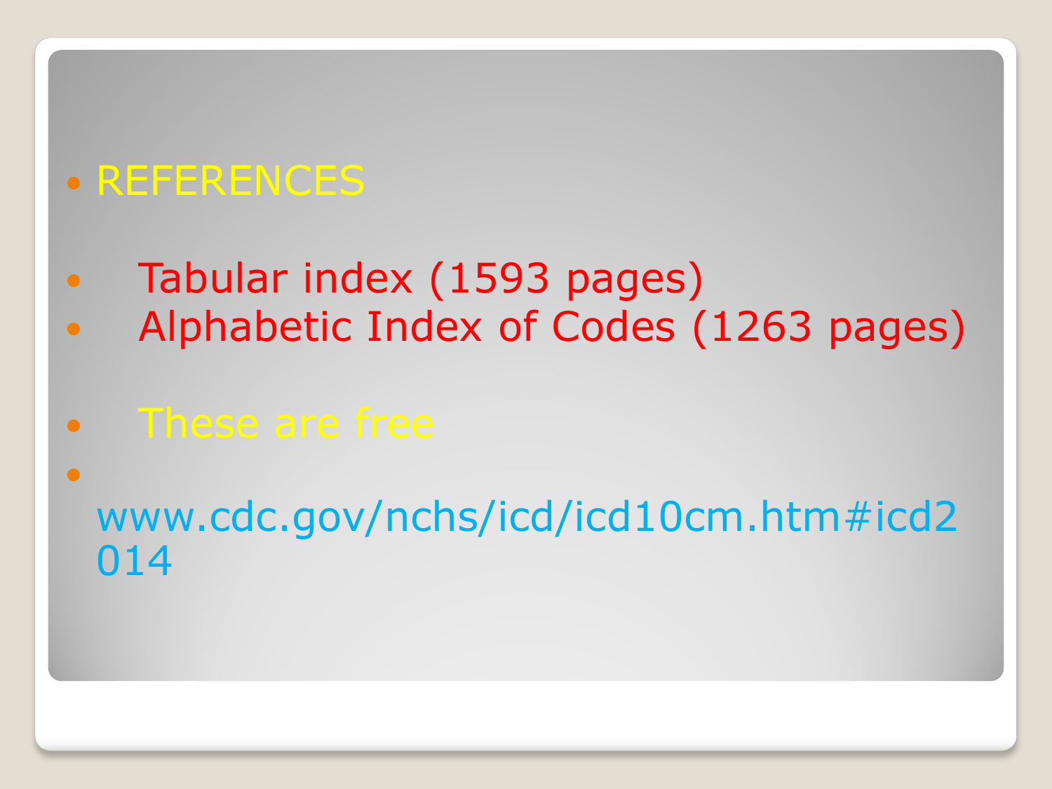- REFERENCES

- Tabular index (1593 pages)
- Alphabetic Index of Codes (1263 pages)

- These are free
- www.cdc.gov/nchs/icd/icd10cm.htm#icd2014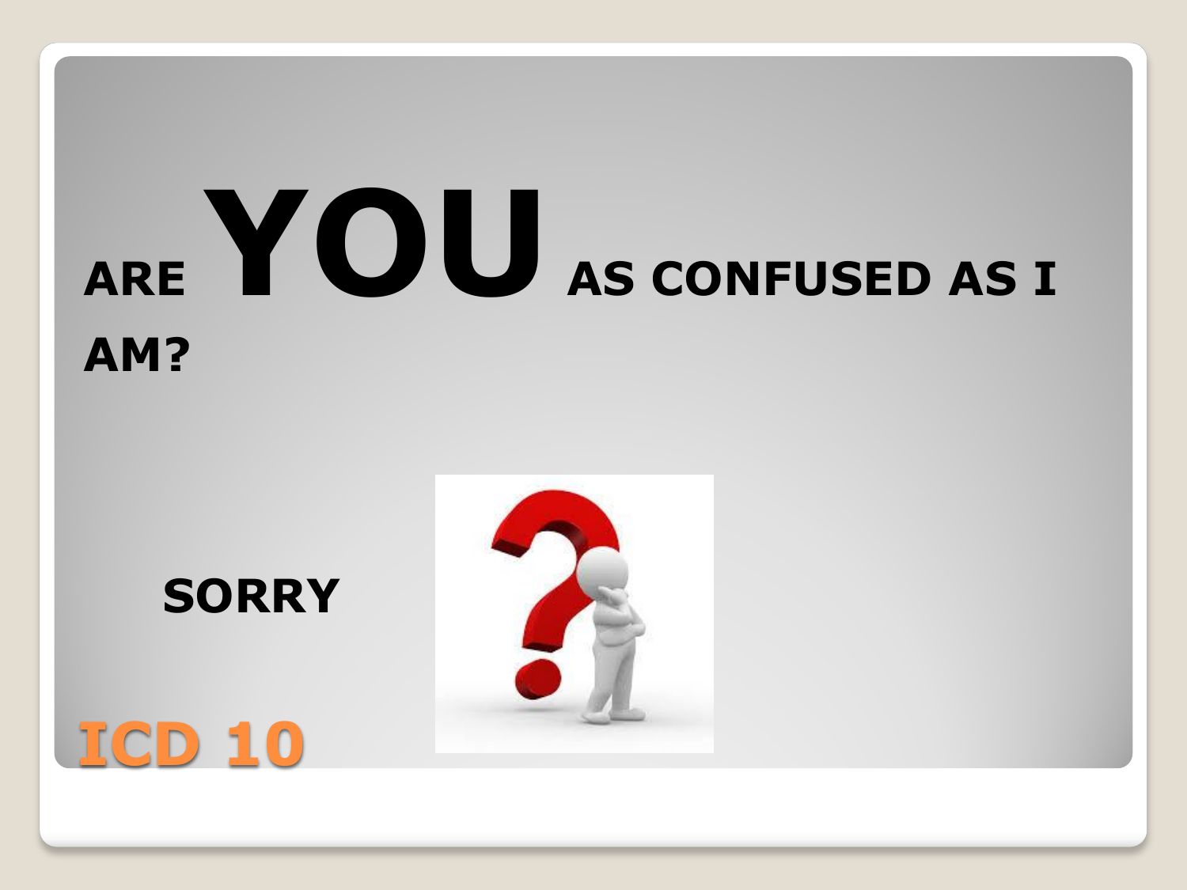ARE **YOU** AS CONFUSED AS I AM?

**SORRY**

**ICD 10**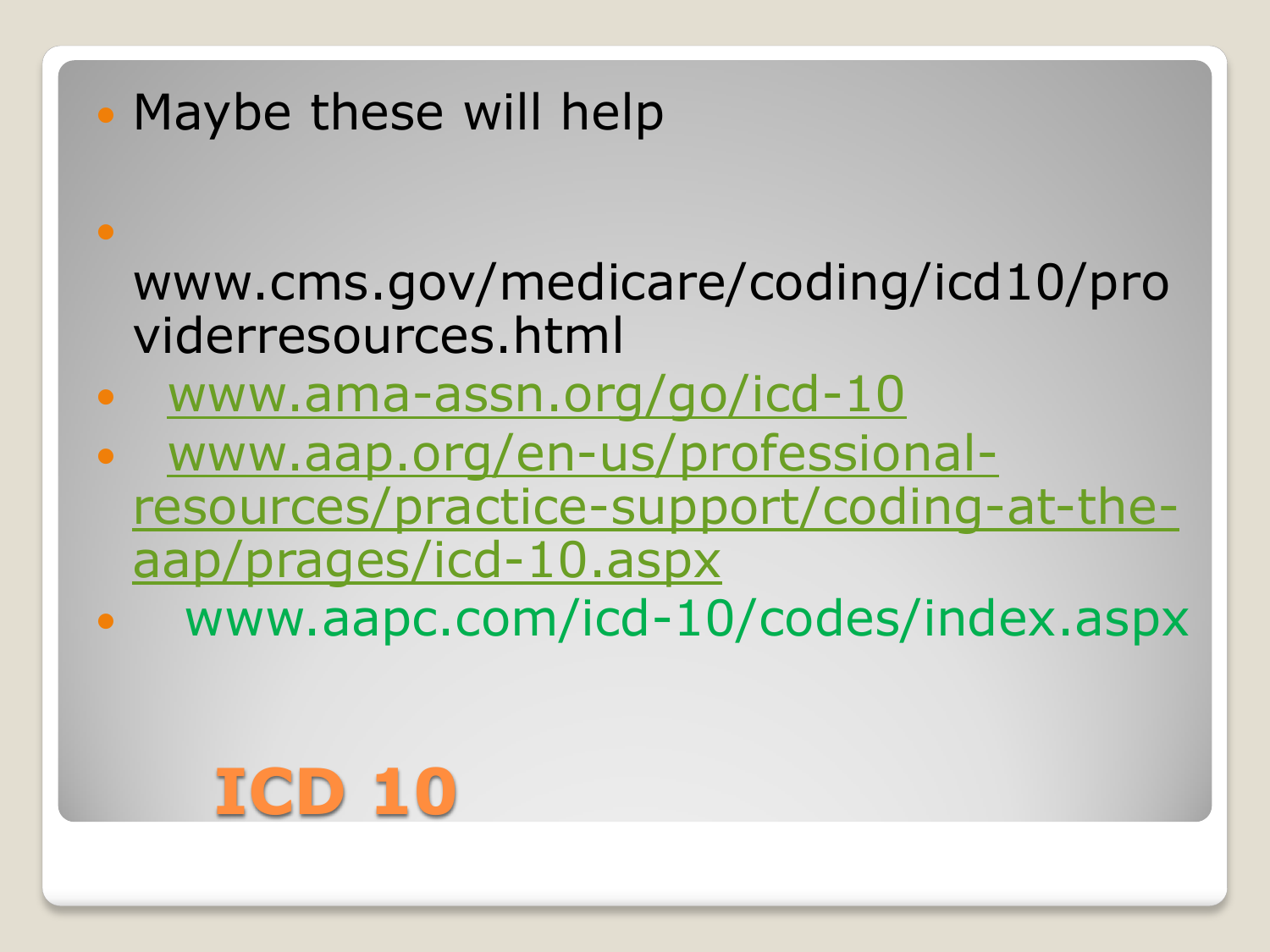# ICD 10

- Maybe these will help
- www.cms.gov/medicare/coding/icd10/providerresources.html
- www.ama-assn.org/go/icd-10
- www.aap.org/en-us/professional-resources/practice-support/coding-at-the-aap/prages/icd-10.aspx
- www.aapc.com/icd-10/codes/index.aspx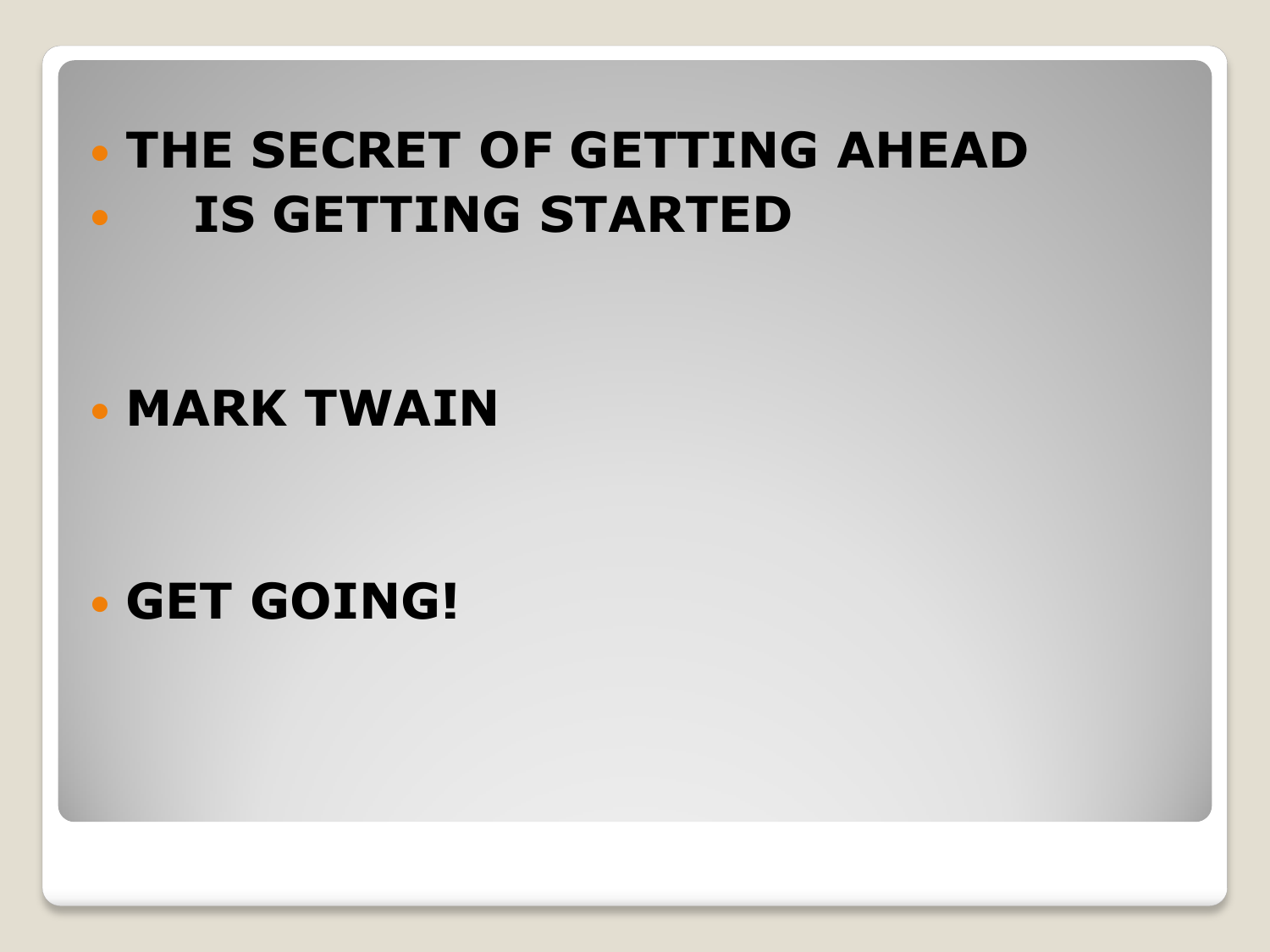- **THE SECRET OF GETTING AHEAD**
- **IS GETTING STARTED**

- **MARK TWAIN**

- **GET GOING!**